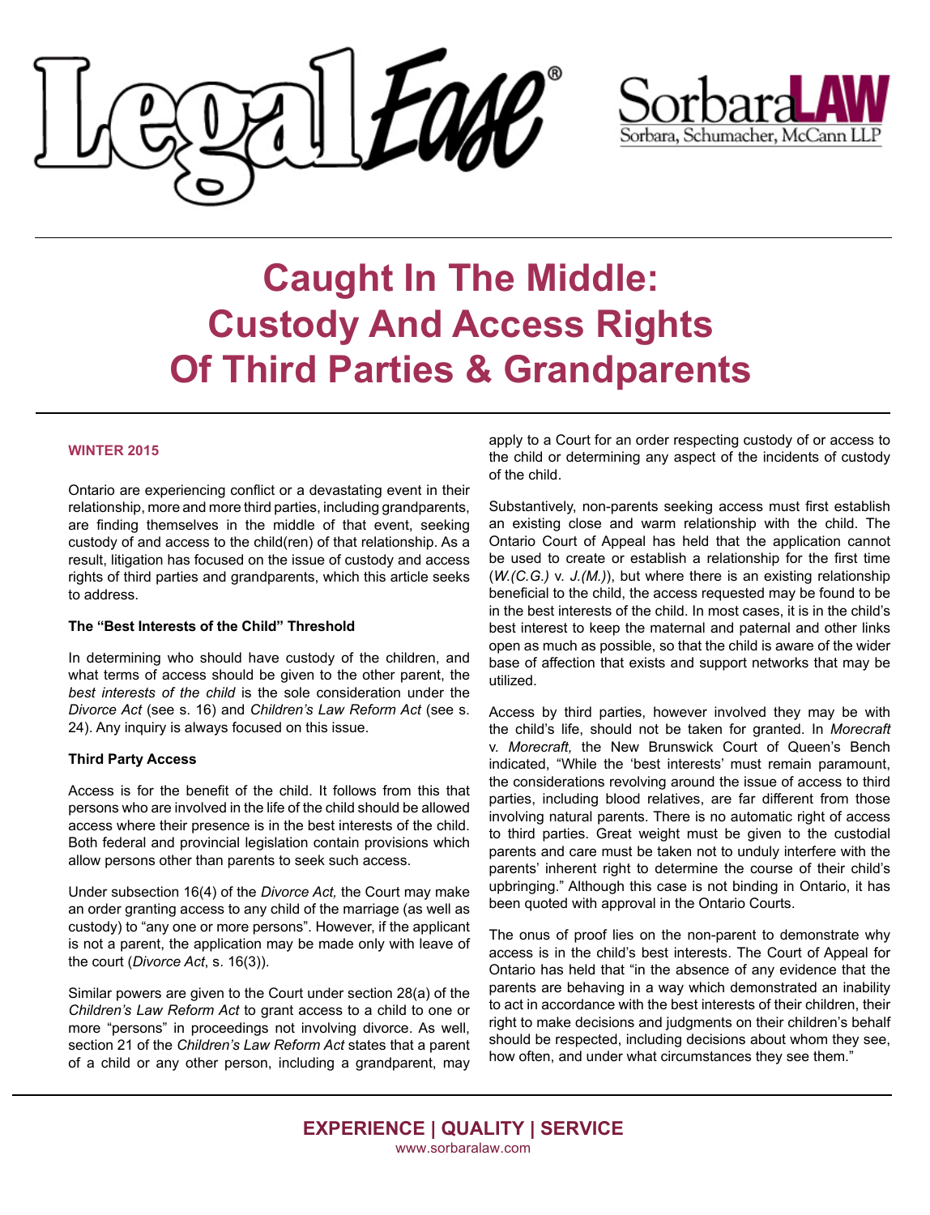# Caught In The Middle: Custody And Access Rights Of Third Parties & Grandparents

**WINTER 2015**

Ontario are experiencing conflict or a devastating event in their relationship, more and more third parties, including grandparents, are finding themselves in the middle of that event, seeking custody of and access to the child(ren) of that relationship. As a result, litigation has focused on the issue of custody and access rights of third parties and grandparents, which this article seeks to address.

**The "Best Interests of the Child" Threshold**

In determining who should have custody of the children, and what terms of access should be given to the other parent, the *best interests of the child* is the sole consideration under the *Divorce Act* (see s. 16) and *Children's Law Reform Act* (see s. 24). Any inquiry is always focused on this issue.

**Third Party Access**

Access is for the benefit of the child. It follows from this that persons who are involved in the life of the child should be allowed access where their presence is in the best interests of the child. Both federal and provincial legislation contain provisions which allow persons other than parents to seek such access.

Under subsection 16(4) of the *Divorce Act,* the Court may make an order granting access to any child of the marriage (as well as custody) to "any one or more persons". However, if the applicant is not a parent, the application may be made only with leave of the court (*Divorce Act*, s. 16(3)).

Similar powers are given to the Court under section 28(a) of the *Children's Law Reform Act* to grant access to a child to one or more "persons" in proceedings not involving divorce. As well, section 21 of the *Children's Law Reform Act* states that a parent of a child or any other person, including a grandparent, may apply to a Court for an order respecting custody of or access to the child or determining any aspect of the incidents of custody of the child.

Substantively, non-parents seeking access must first establish an existing close and warm relationship with the child. The Ontario Court of Appeal has held that the application cannot be used to create or establish a relationship for the first time (*W.(C.G.)* v. *J.(M.)*), but where there is an existing relationship beneficial to the child, the access requested may be found to be in the best interests of the child. In most cases, it is in the child's best interest to keep the maternal and paternal and other links open as much as possible, so that the child is aware of the wider base of affection that exists and support networks that may be utilized.

Access by third parties, however involved they may be with the child's life, should not be taken for granted. In *Morecraft* v. *Morecraft,* the New Brunswick Court of Queen's Bench indicated, "While the 'best interests' must remain paramount, the considerations revolving around the issue of access to third parties, including blood relatives, are far different from those involving natural parents. There is no automatic right of access to third parties. Great weight must be given to the custodial parents and care must be taken not to unduly interfere with the parents' inherent right to determine the course of their child's upbringing." Although this case is not binding in Ontario, it has been quoted with approval in the Ontario Courts.

The onus of proof lies on the non-parent to demonstrate why access is in the child's best interests. The Court of Appeal for Ontario has held that "in the absence of any evidence that the parents are behaving in a way which demonstrated an inability to act in accordance with the best interests of their children, their right to make decisions and judgments on their children's behalf should be respected, including decisions about whom they see, how often, and under what circumstances they see them."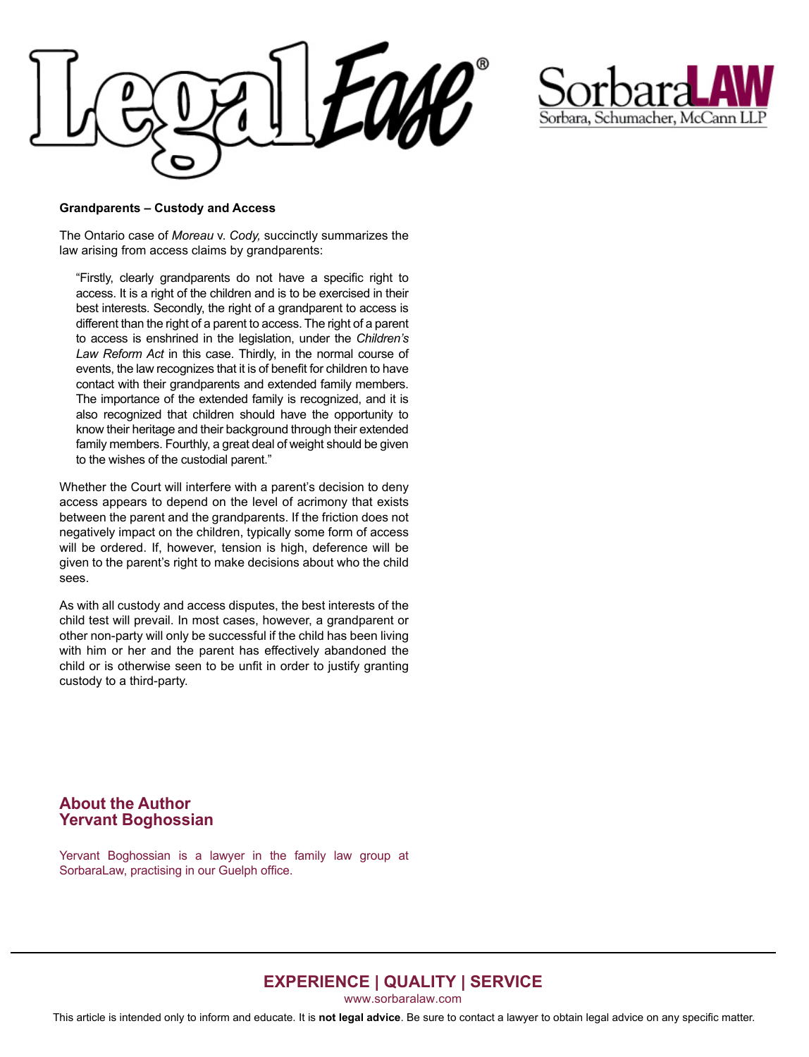**Grandparents – Custody and Access**

The Ontario case of *Moreau* v. *Cody,* succinctly summarizes the law arising from access claims by grandparents:

> "Firstly, clearly grandparents do not have a specific right to access. It is a right of the children and is to be exercised in their best interests. Secondly, the right of a grandparent to access is different than the right of a parent to access. The right of a parent to access is enshrined in the legislation, under the *Children's Law Reform Act* in this case. Thirdly, in the normal course of events, the law recognizes that it is of benefit for children to have contact with their grandparents and extended family members. The importance of the extended family is recognized, and it is also recognized that children should have the opportunity to know their heritage and their background through their extended family members. Fourthly, a great deal of weight should be given to the wishes of the custodial parent."

Whether the Court will interfere with a parent's decision to deny access appears to depend on the level of acrimony that exists between the parent and the grandparents. If the friction does not negatively impact on the children, typically some form of access will be ordered. If, however, tension is high, deference will be given to the parent's right to make decisions about who the child sees.

As with all custody and access disputes, the best interests of the child test will prevail. In most cases, however, a grandparent or other non-party will only be successful if the child has been living with him or her and the parent has effectively abandoned the child or is otherwise seen to be unfit in order to justify granting custody to a third-party.

## About the Author
## Yervant Boghossian

Yervant Boghossian is a lawyer in the family law group at SorbaraLaw, practising in our Guelph office.

**EXPERIENCE | QUALITY | SERVICE**

www.sorbaralaw.com

This article is intended only to inform and educate. It is **not legal advice**. Be sure to contact a lawyer to obtain legal advice on any specific matter.